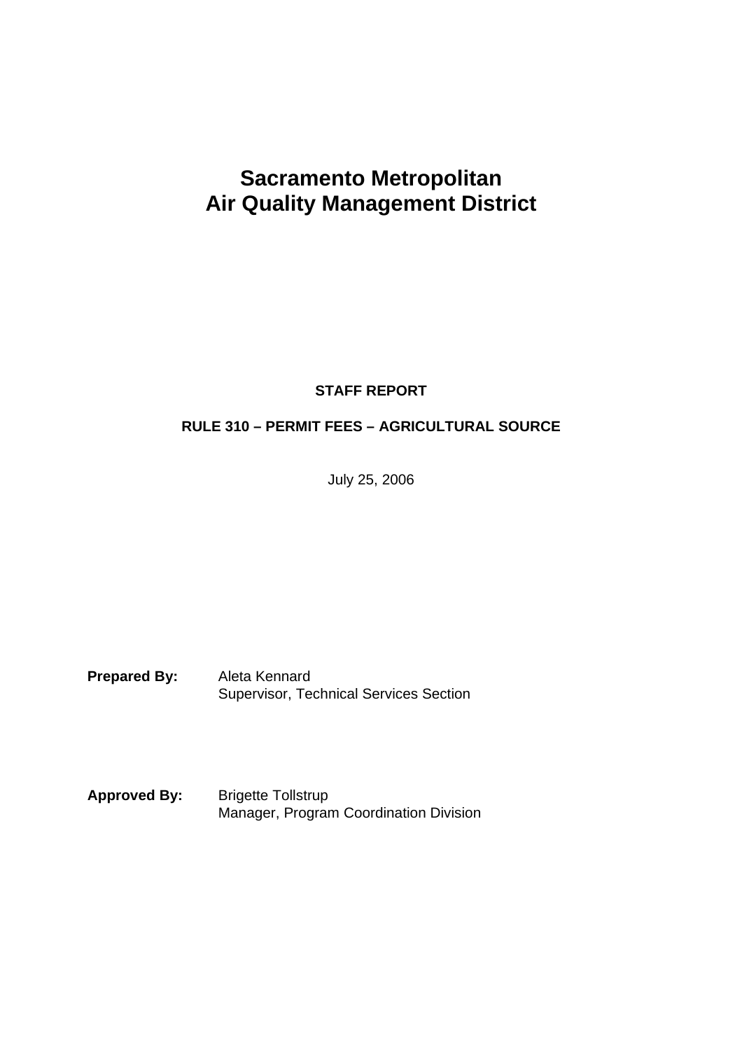# Sacramento Metropolitan Air Quality Management District

**STAFF REPORT**

**RULE 310 – PERMIT FEES – AGRICULTURAL SOURCE**

July 25, 2006

**Prepared By:** Aleta Kennard
Supervisor, Technical Services Section

**Approved By:** Brigette Tollstrup
Manager, Program Coordination Division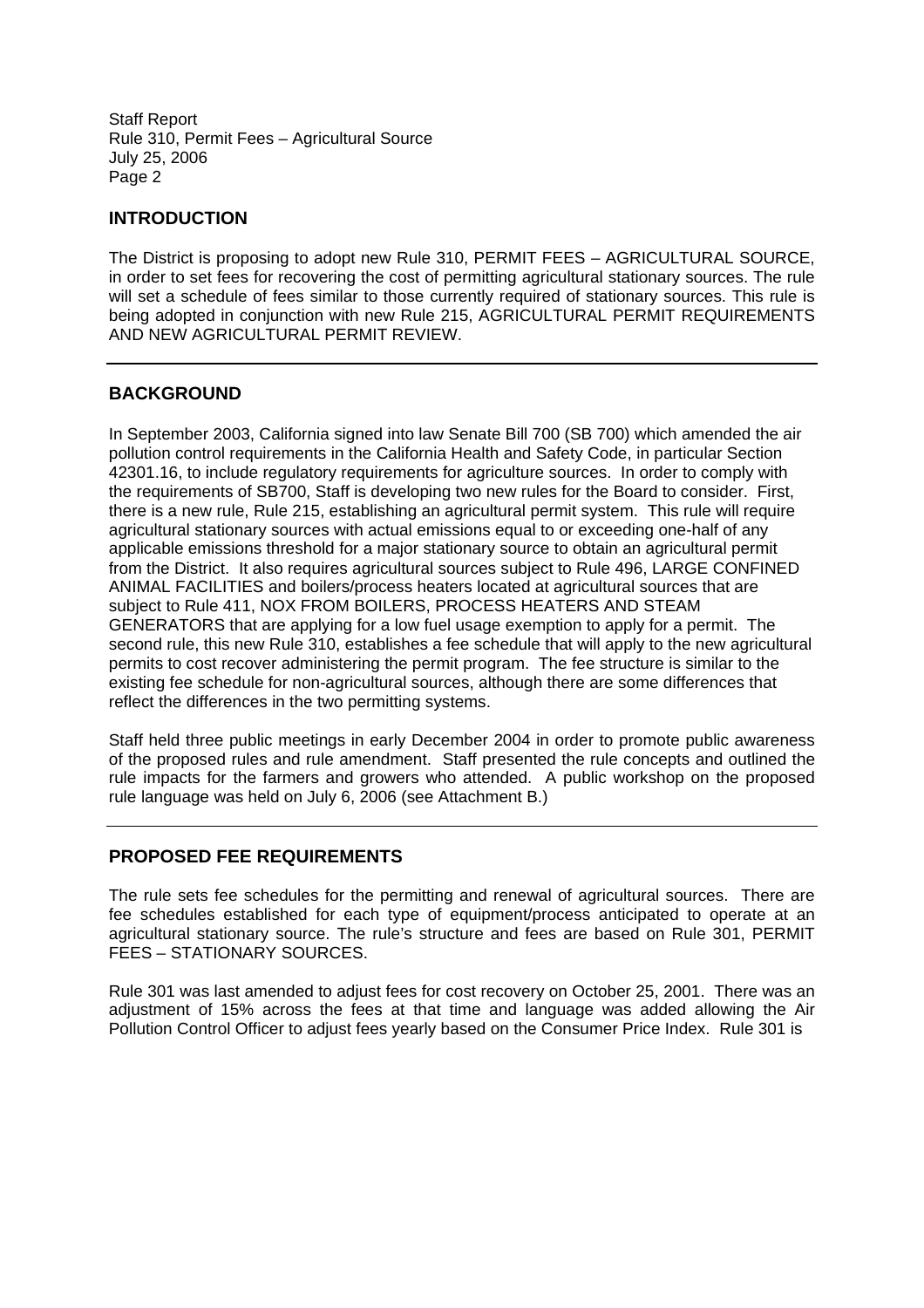## INTRODUCTION

The District is proposing to adopt new Rule 310, PERMIT FEES – AGRICULTURAL SOURCE, in order to set fees for recovering the cost of permitting agricultural stationary sources. The rule will set a schedule of fees similar to those currently required of stationary sources. This rule is being adopted in conjunction with new Rule 215, AGRICULTURAL PERMIT REQUIREMENTS AND NEW AGRICULTURAL PERMIT REVIEW.

---

## BACKGROUND

In September 2003, California signed into law Senate Bill 700 (SB 700) which amended the air pollution control requirements in the California Health and Safety Code, in particular Section 42301.16, to include regulatory requirements for agriculture sources. In order to comply with the requirements of SB700, Staff is developing two new rules for the Board to consider. First, there is a new rule, Rule 215, establishing an agricultural permit system. This rule will require agricultural stationary sources with actual emissions equal to or exceeding one-half of any applicable emissions threshold for a major stationary source to obtain an agricultural permit from the District. It also requires agricultural sources subject to Rule 496, LARGE CONFINED ANIMAL FACILITIES and boilers/process heaters located at agricultural sources that are subject to Rule 411, NOX FROM BOILERS, PROCESS HEATERS AND STEAM GENERATORS that are applying for a low fuel usage exemption to apply for a permit. The second rule, this new Rule 310, establishes a fee schedule that will apply to the new agricultural permits to cost recover administering the permit program. The fee structure is similar to the existing fee schedule for non-agricultural sources, although there are some differences that reflect the differences in the two permitting systems.

Staff held three public meetings in early December 2004 in order to promote public awareness of the proposed rules and rule amendment. Staff presented the rule concepts and outlined the rule impacts for the farmers and growers who attended. A public workshop on the proposed rule language was held on July 6, 2006 (see Attachment B.)

---

## PROPOSED FEE REQUIREMENTS

The rule sets fee schedules for the permitting and renewal of agricultural sources. There are fee schedules established for each type of equipment/process anticipated to operate at an agricultural stationary source. The rule's structure and fees are based on Rule 301, PERMIT FEES – STATIONARY SOURCES.

Rule 301 was last amended to adjust fees for cost recovery on October 25, 2001. There was an adjustment of 15% across the fees at that time and language was added allowing the Air Pollution Control Officer to adjust fees yearly based on the Consumer Price Index. Rule 301 is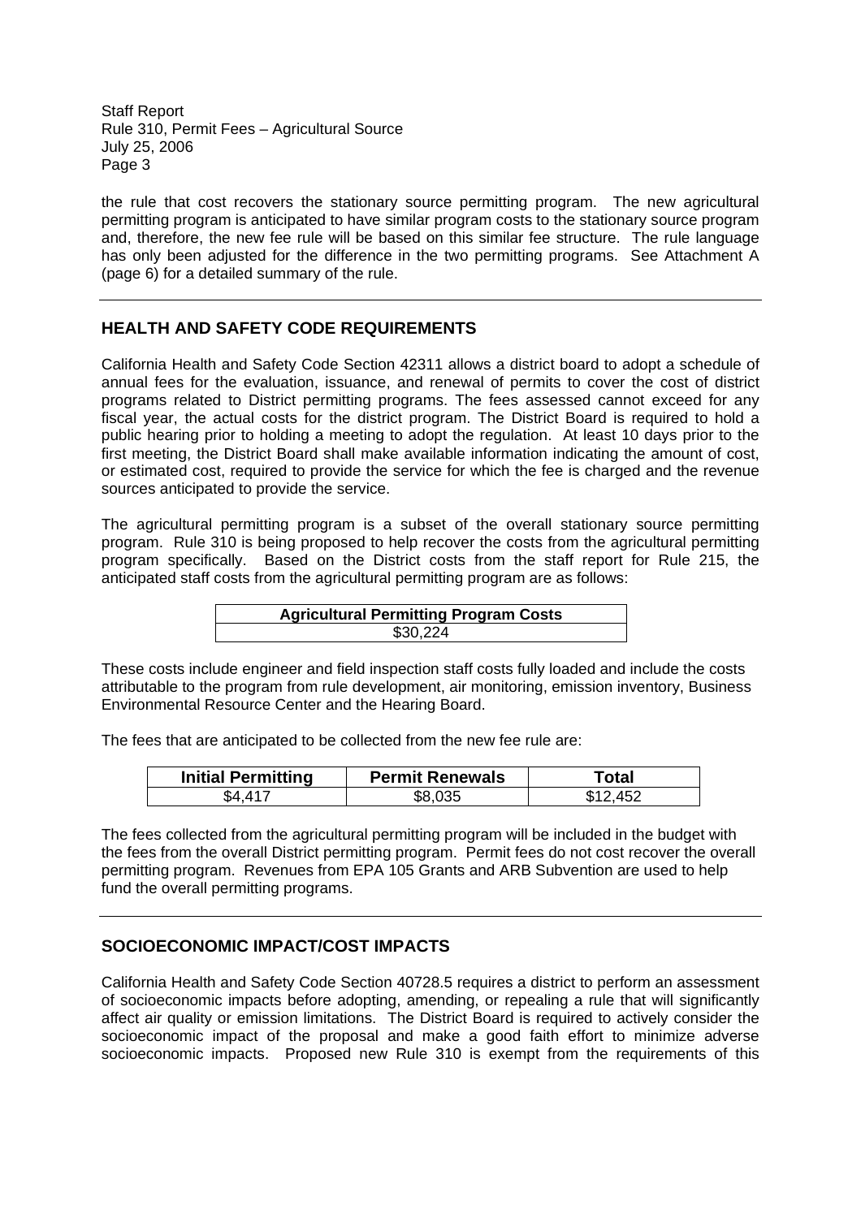the rule that cost recovers the stationary source permitting program. The new agricultural permitting program is anticipated to have similar program costs to the stationary source program and, therefore, the new fee rule will be based on this similar fee structure. The rule language has only been adjusted for the difference in the two permitting programs. See Attachment A (page 6) for a detailed summary of the rule.

## HEALTH AND SAFETY CODE REQUIREMENTS

California Health and Safety Code Section 42311 allows a district board to adopt a schedule of annual fees for the evaluation, issuance, and renewal of permits to cover the cost of district programs related to District permitting programs. The fees assessed cannot exceed for any fiscal year, the actual costs for the district program. The District Board is required to hold a public hearing prior to holding a meeting to adopt the regulation. At least 10 days prior to the first meeting, the District Board shall make available information indicating the amount of cost, or estimated cost, required to provide the service for which the fee is charged and the revenue sources anticipated to provide the service.

The agricultural permitting program is a subset of the overall stationary source permitting program. Rule 310 is being proposed to help recover the costs from the agricultural permitting program specifically. Based on the District costs from the staff report for Rule 215, the anticipated staff costs from the agricultural permitting program are as follows:

| Agricultural Permitting Program Costs |
|---|
| $30,224 |

These costs include engineer and field inspection staff costs fully loaded and include the costs attributable to the program from rule development, air monitoring, emission inventory, Business Environmental Resource Center and the Hearing Board.

The fees that are anticipated to be collected from the new fee rule are:

| Initial Permitting | Permit Renewals | Total |
|---|---|---|
| $4,417 | $8,035 | $12,452 |

The fees collected from the agricultural permitting program will be included in the budget with the fees from the overall District permitting program. Permit fees do not cost recover the overall permitting program. Revenues from EPA 105 Grants and ARB Subvention are used to help fund the overall permitting programs.

## SOCIOECONOMIC IMPACT/COST IMPACTS

California Health and Safety Code Section 40728.5 requires a district to perform an assessment of socioeconomic impacts before adopting, amending, or repealing a rule that will significantly affect air quality or emission limitations. The District Board is required to actively consider the socioeconomic impact of the proposal and make a good faith effort to minimize adverse socioeconomic impacts. Proposed new Rule 310 is exempt from the requirements of this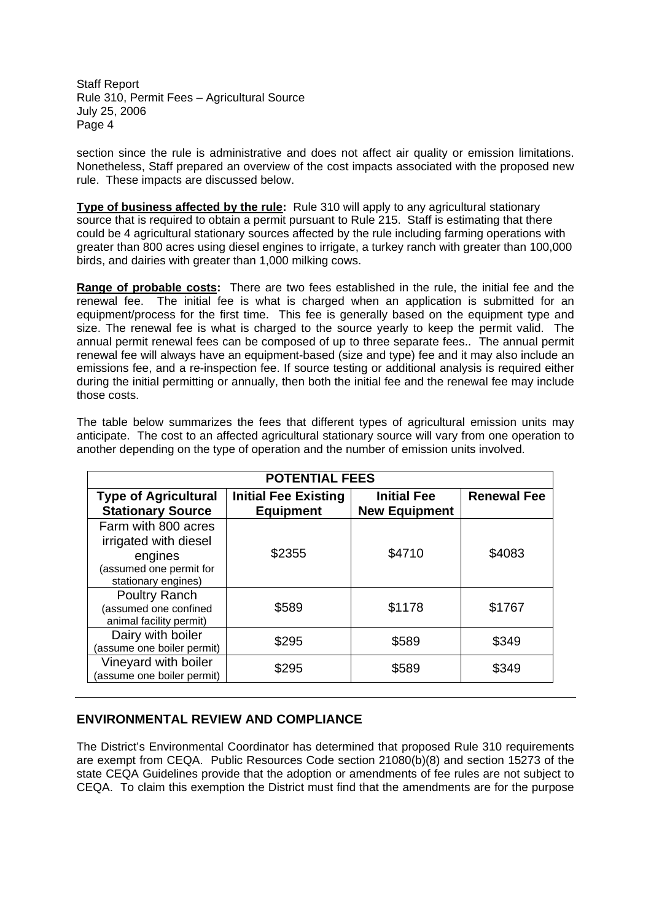section since the rule is administrative and does not affect air quality or emission limitations. Nonetheless, Staff prepared an overview of the cost impacts associated with the proposed new rule. These impacts are discussed below.

**Type of business affected by the rule:** Rule 310 will apply to any agricultural stationary source that is required to obtain a permit pursuant to Rule 215. Staff is estimating that there could be 4 agricultural stationary sources affected by the rule including farming operations with greater than 800 acres using diesel engines to irrigate, a turkey ranch with greater than 100,000 birds, and dairies with greater than 1,000 milking cows.

**Range of probable costs:** There are two fees established in the rule, the initial fee and the renewal fee. The initial fee is what is charged when an application is submitted for an equipment/process for the first time. This fee is generally based on the equipment type and size. The renewal fee is what is charged to the source yearly to keep the permit valid. The annual permit renewal fees can be composed of up to three separate fees.. The annual permit renewal fee will always have an equipment-based (size and type) fee and it may also include an emissions fee, and a re-inspection fee. If source testing or additional analysis is required either during the initial permitting or annually, then both the initial fee and the renewal fee may include those costs.

The table below summarizes the fees that different types of agricultural emission units may anticipate. The cost to an affected agricultural stationary source will vary from one operation to another depending on the type of operation and the number of emission units involved.

| POTENTIAL FEES | | | |
|---|---|---|---|
| **Type of Agricultural Stationary Source** | **Initial Fee Existing Equipment** | **Initial Fee New Equipment** | **Renewal Fee** |
| Farm with 800 acres irrigated with diesel engines (assumed one permit for stationary engines) | $2355 | $4710 | $4083 |
| Poultry Ranch (assumed one confined animal facility permit) | $589 | $1178 | $1767 |
| Dairy with boiler (assume one boiler permit) | $295 | $589 | $349 |
| Vineyard with boiler (assume one boiler permit) | $295 | $589 | $349 |

## ENVIRONMENTAL REVIEW AND COMPLIANCE

The District's Environmental Coordinator has determined that proposed Rule 310 requirements are exempt from CEQA. Public Resources Code section 21080(b)(8) and section 15273 of the state CEQA Guidelines provide that the adoption or amendments of fee rules are not subject to CEQA. To claim this exemption the District must find that the amendments are for the purpose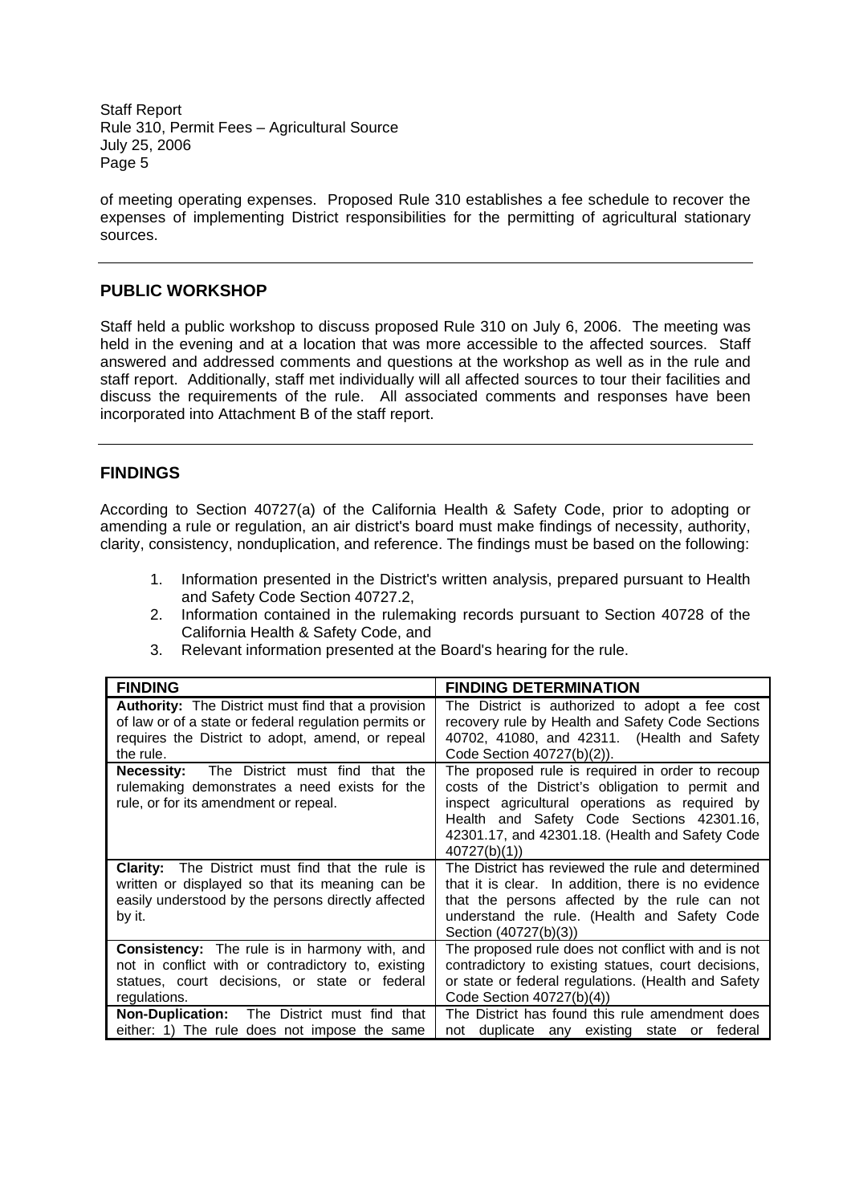of meeting operating expenses. Proposed Rule 310 establishes a fee schedule to recover the expenses of implementing District responsibilities for the permitting of agricultural stationary sources.

## PUBLIC WORKSHOP

Staff held a public workshop to discuss proposed Rule 310 on July 6, 2006. The meeting was held in the evening and at a location that was more accessible to the affected sources. Staff answered and addressed comments and questions at the workshop as well as in the rule and staff report. Additionally, staff met individually will all affected sources to tour their facilities and discuss the requirements of the rule. All associated comments and responses have been incorporated into Attachment B of the staff report.

## FINDINGS

According to Section 40727(a) of the California Health & Safety Code, prior to adopting or amending a rule or regulation, an air district's board must make findings of necessity, authority, clarity, consistency, nonduplication, and reference. The findings must be based on the following:

1. Information presented in the District's written analysis, prepared pursuant to Health and Safety Code Section 40727.2,
2. Information contained in the rulemaking records pursuant to Section 40728 of the California Health & Safety Code, and
3. Relevant information presented at the Board's hearing for the rule.

| FINDING | FINDING DETERMINATION |
|---|---|
| **Authority:** The District must find that a provision of law or of a state or federal regulation permits or requires the District to adopt, amend, or repeal the rule. | The District is authorized to adopt a fee cost recovery rule by Health and Safety Code Sections 40702, 41080, and 42311. (Health and Safety Code Section 40727(b)(2)). |
| **Necessity:** The District must find that the rulemaking demonstrates a need exists for the rule, or for its amendment or repeal. | The proposed rule is required in order to recoup costs of the District's obligation to permit and inspect agricultural operations as required by Health and Safety Code Sections 42301.16, 42301.17, and 42301.18. (Health and Safety Code 40727(b)(1)) |
| **Clarity:** The District must find that the rule is written or displayed so that its meaning can be easily understood by the persons directly affected by it. | The District has reviewed the rule and determined that it is clear. In addition, there is no evidence that the persons affected by the rule can not understand the rule. (Health and Safety Code Section (40727(b)(3)) |
| **Consistency:** The rule is in harmony with, and not in conflict with or contradictory to, existing statues, court decisions, or state or federal regulations. | The proposed rule does not conflict with and is not contradictory to existing statues, court decisions, or state or federal regulations. (Health and Safety Code Section 40727(b)(4)) |
| **Non-Duplication:** The District must find that either: 1) The rule does not impose the same | The District has found this rule amendment does not duplicate any existing state or federal |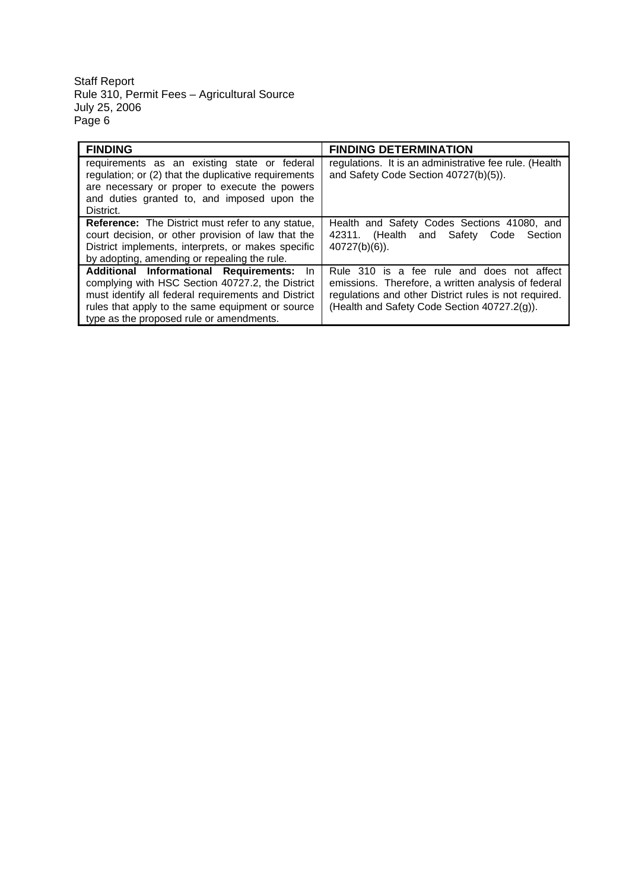| FINDING | FINDING DETERMINATION |
|---|---|
| requirements as an existing state or federal regulation; or (2) that the duplicative requirements are necessary or proper to execute the powers and duties granted to, and imposed upon the District. | regulations. It is an administrative fee rule. (Health and Safety Code Section 40727(b)(5)). |
| **Reference:** The District must refer to any statue, court decision, or other provision of law that the District implements, interprets, or makes specific by adopting, amending or repealing the rule. | Health and Safety Codes Sections 41080, and 42311. (Health and Safety Code Section 40727(b)(6)). |
| **Additional Informational Requirements:** In complying with HSC Section 40727.2, the District must identify all federal requirements and District rules that apply to the same equipment or source type as the proposed rule or amendments. | Rule 310 is a fee rule and does not affect emissions. Therefore, a written analysis of federal regulations and other District rules is not required. (Health and Safety Code Section 40727.2(g)). |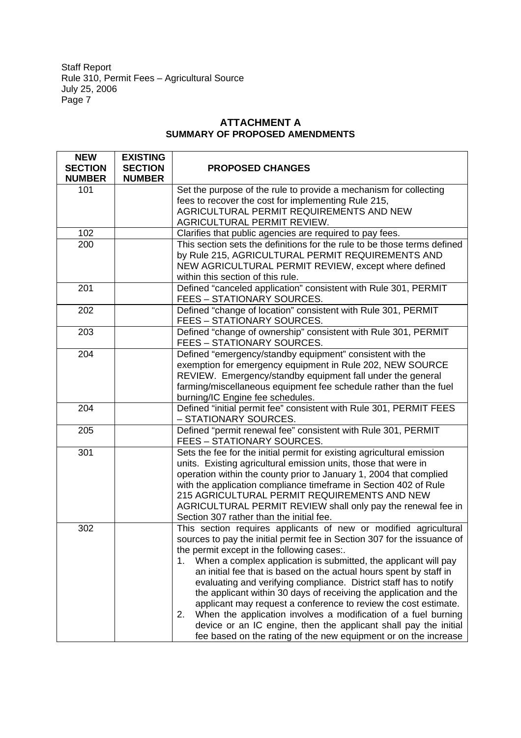## ATTACHMENT A
### SUMMARY OF PROPOSED AMENDMENTS

| NEW SECTION NUMBER | EXISTING SECTION NUMBER | PROPOSED CHANGES |
|---|---|---|
| 101 | | Set the purpose of the rule to provide a mechanism for collecting fees to recover the cost for implementing Rule 215, AGRICULTURAL PERMIT REQUIREMENTS AND NEW AGRICULTURAL PERMIT REVIEW. |
| 102 | | Clarifies that public agencies are required to pay fees. |
| 200 | | This section sets the definitions for the rule to be those terms defined by Rule 215, AGRICULTURAL PERMIT REQUIREMENTS AND NEW AGRICULTURAL PERMIT REVIEW, except where defined within this section of this rule. |
| 201 | | Defined "canceled application" consistent with Rule 301, PERMIT FEES – STATIONARY SOURCES. |
| 202 | | Defined "change of location" consistent with Rule 301, PERMIT FEES – STATIONARY SOURCES. |
| 203 | | Defined "change of ownership" consistent with Rule 301, PERMIT FEES – STATIONARY SOURCES. |
| 204 | | Defined "emergency/standby equipment" consistent with the exemption for emergency equipment in Rule 202, NEW SOURCE REVIEW. Emergency/standby equipment fall under the general farming/miscellaneous equipment fee schedule rather than the fuel burning/IC Engine fee schedules. |
| 204 | | Defined "initial permit fee" consistent with Rule 301, PERMIT FEES – STATIONARY SOURCES. |
| 205 | | Defined "permit renewal fee" consistent with Rule 301, PERMIT FEES – STATIONARY SOURCES. |
| 301 | | Sets the fee for the initial permit for existing agricultural emission units. Existing agricultural emission units, those that were in operation within the county prior to January 1, 2004 that complied with the application compliance timeframe in Section 402 of Rule 215 AGRICULTURAL PERMIT REQUIREMENTS AND NEW AGRICULTURAL PERMIT REVIEW shall only pay the renewal fee in Section 307 rather than the initial fee. |
| 302 | | This section requires applicants of new or modified agricultural sources to pay the initial permit fee in Section 307 for the issuance of the permit except in the following cases:. <br>1. When a complex application is submitted, the applicant will pay an initial fee that is based on the actual hours spent by staff in evaluating and verifying compliance. District staff has to notify the applicant within 30 days of receiving the application and the applicant may request a conference to review the cost estimate. <br>2. When the application involves a modification of a fuel burning device or an IC engine, then the applicant shall pay the initial fee based on the rating of the new equipment or on the increase |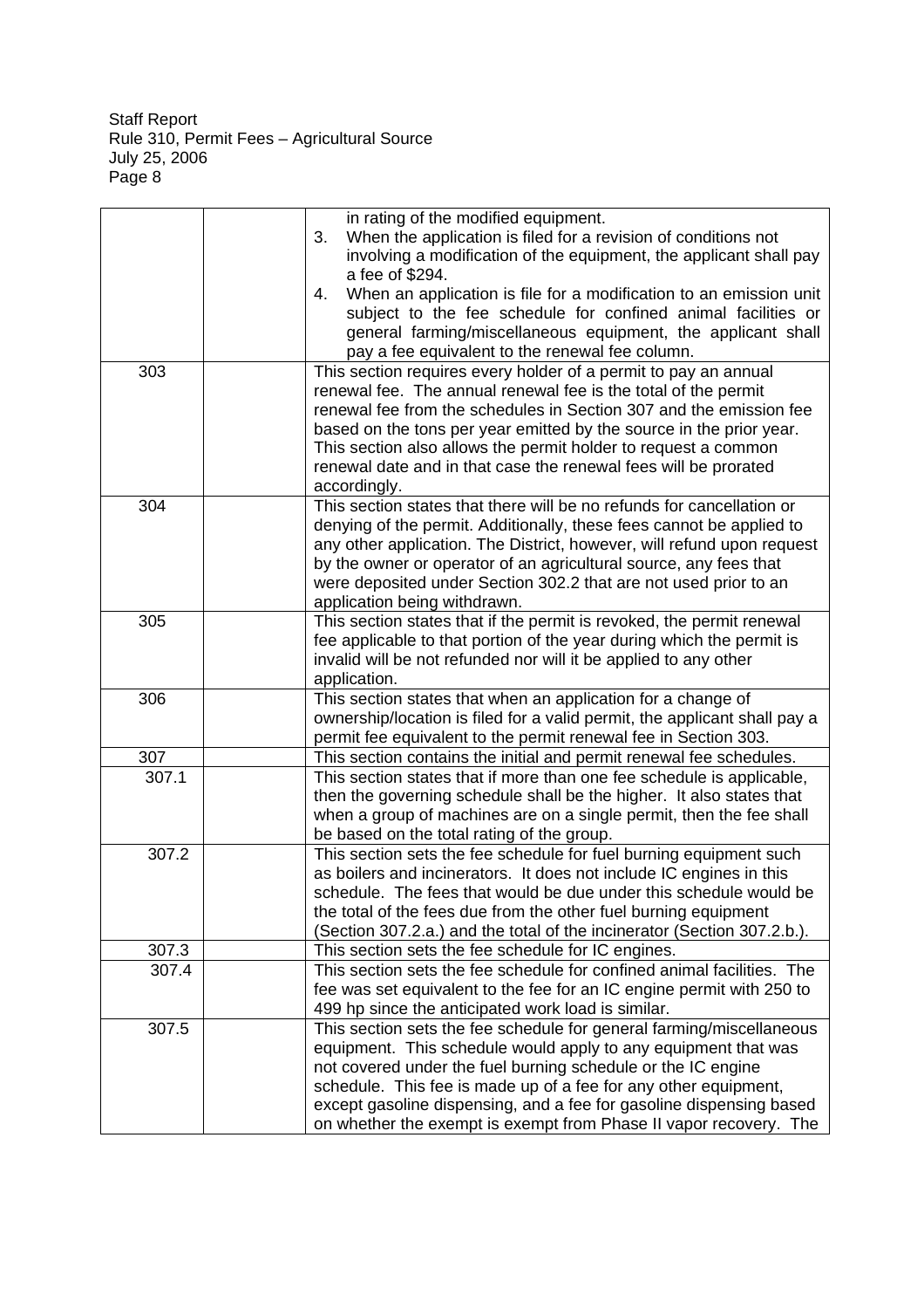| | | |
|---|---|---|
| | | in rating of the modified equipment.<br>3. When the application is filed for a revision of conditions not involving a modification of the equipment, the applicant shall pay a fee of $294.<br>4. When an application is file for a modification to an emission unit subject to the fee schedule for confined animal facilities or general farming/miscellaneous equipment, the applicant shall pay a fee equivalent to the renewal fee column. |
| 303 | | This section requires every holder of a permit to pay an annual renewal fee. The annual renewal fee is the total of the permit renewal fee from the schedules in Section 307 and the emission fee based on the tons per year emitted by the source in the prior year. This section also allows the permit holder to request a common renewal date and in that case the renewal fees will be prorated accordingly. |
| 304 | | This section states that there will be no refunds for cancellation or denying of the permit. Additionally, these fees cannot be applied to any other application. The District, however, will refund upon request by the owner or operator of an agricultural source, any fees that were deposited under Section 302.2 that are not used prior to an application being withdrawn. |
| 305 | | This section states that if the permit is revoked, the permit renewal fee applicable to that portion of the year during which the permit is invalid will be not refunded nor will it be applied to any other application. |
| 306 | | This section states that when an application for a change of ownership/location is filed for a valid permit, the applicant shall pay a permit fee equivalent to the permit renewal fee in Section 303. |
| 307 | | This section contains the initial and permit renewal fee schedules. |
| 307.1 | | This section states that if more than one fee schedule is applicable, then the governing schedule shall be the higher. It also states that when a group of machines are on a single permit, then the fee shall be based on the total rating of the group. |
| 307.2 | | This section sets the fee schedule for fuel burning equipment such as boilers and incinerators. It does not include IC engines in this schedule. The fees that would be due under this schedule would be the total of the fees due from the other fuel burning equipment (Section 307.2.a.) and the total of the incinerator (Section 307.2.b.). |
| 307.3 | | This section sets the fee schedule for IC engines. |
| 307.4 | | This section sets the fee schedule for confined animal facilities. The fee was set equivalent to the fee for an IC engine permit with 250 to 499 hp since the anticipated work load is similar. |
| 307.5 | | This section sets the fee schedule for general farming/miscellaneous equipment. This schedule would apply to any equipment that was not covered under the fuel burning schedule or the IC engine schedule. This fee is made up of a fee for any other equipment, except gasoline dispensing, and a fee for gasoline dispensing based on whether the exempt is exempt from Phase II vapor recovery. The |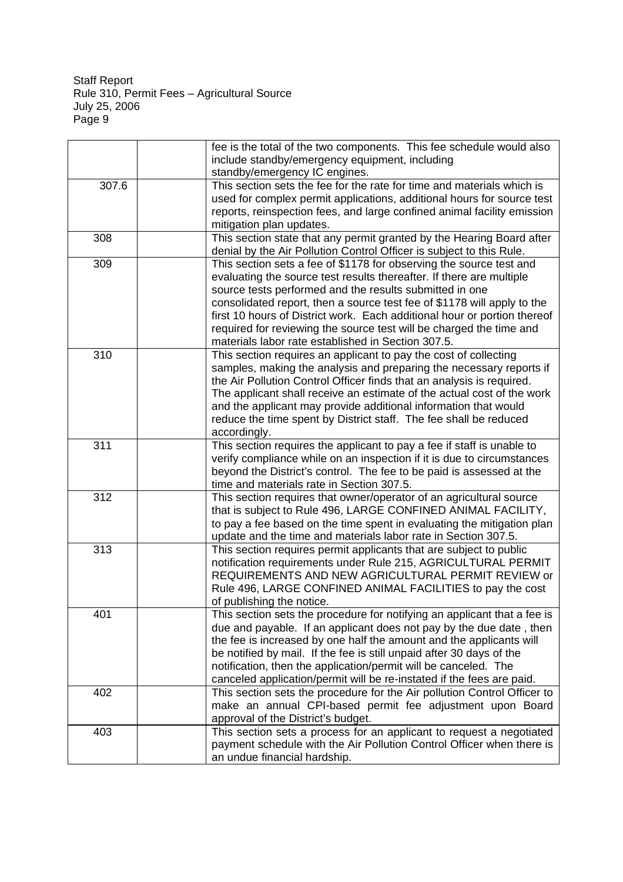| | | |
|---|---|---|
| | | fee is the total of the two components. This fee schedule would also include standby/emergency equipment, including standby/emergency IC engines. |
| 307.6 | | This section sets the fee for the rate for time and materials which is used for complex permit applications, additional hours for source test reports, reinspection fees, and large confined animal facility emission mitigation plan updates. |
| 308 | | This section state that any permit granted by the Hearing Board after denial by the Air Pollution Control Officer is subject to this Rule. |
| 309 | | This section sets a fee of $1178 for observing the source test and evaluating the source test results thereafter. If there are multiple source tests performed and the results submitted in one consolidated report, then a source test fee of $1178 will apply to the first 10 hours of District work. Each additional hour or portion thereof required for reviewing the source test will be charged the time and materials labor rate established in Section 307.5. |
| 310 | | This section requires an applicant to pay the cost of collecting samples, making the analysis and preparing the necessary reports if the Air Pollution Control Officer finds that an analysis is required. The applicant shall receive an estimate of the actual cost of the work and the applicant may provide additional information that would reduce the time spent by District staff. The fee shall be reduced accordingly. |
| 311 | | This section requires the applicant to pay a fee if staff is unable to verify compliance while on an inspection if it is due to circumstances beyond the District's control. The fee to be paid is assessed at the time and materials rate in Section 307.5. |
| 312 | | This section requires that owner/operator of an agricultural source that is subject to Rule 496, LARGE CONFINED ANIMAL FACILITY, to pay a fee based on the time spent in evaluating the mitigation plan update and the time and materials labor rate in Section 307.5. |
| 313 | | This section requires permit applicants that are subject to public notification requirements under Rule 215, AGRICULTURAL PERMIT REQUIREMENTS AND NEW AGRICULTURAL PERMIT REVIEW or Rule 496, LARGE CONFINED ANIMAL FACILITIES to pay the cost of publishing the notice. |
| 401 | | This section sets the procedure for notifying an applicant that a fee is due and payable. If an applicant does not pay by the due date , then the fee is increased by one half the amount and the applicants will be notified by mail. If the fee is still unpaid after 30 days of the notification, then the application/permit will be canceled. The canceled application/permit will be re-instated if the fees are paid. |
| 402 | | This section sets the procedure for the Air pollution Control Officer to make an annual CPI-based permit fee adjustment upon Board approval of the District's budget. |
| 403 | | This section sets a process for an applicant to request a negotiated payment schedule with the Air Pollution Control Officer when there is an undue financial hardship. |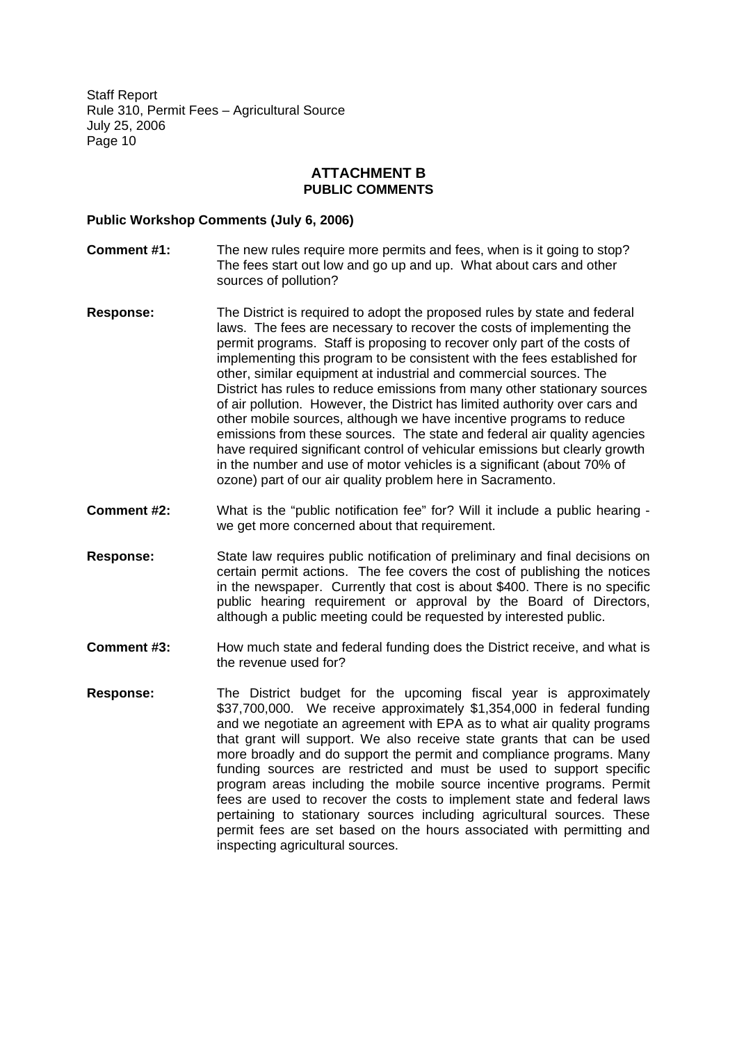## ATTACHMENT B
### PUBLIC COMMENTS

**Public Workshop Comments (July 6, 2006)**

**Comment #1:** The new rules require more permits and fees, when is it going to stop? The fees start out low and go up and up. What about cars and other sources of pollution?

**Response:** The District is required to adopt the proposed rules by state and federal laws. The fees are necessary to recover the costs of implementing the permit programs. Staff is proposing to recover only part of the costs of implementing this program to be consistent with the fees established for other, similar equipment at industrial and commercial sources. The District has rules to reduce emissions from many other stationary sources of air pollution. However, the District has limited authority over cars and other mobile sources, although we have incentive programs to reduce emissions from these sources. The state and federal air quality agencies have required significant control of vehicular emissions but clearly growth in the number and use of motor vehicles is a significant (about 70% of ozone) part of our air quality problem here in Sacramento.

**Comment #2:** What is the "public notification fee" for? Will it include a public hearing - we get more concerned about that requirement.

**Response:** State law requires public notification of preliminary and final decisions on certain permit actions. The fee covers the cost of publishing the notices in the newspaper. Currently that cost is about $400. There is no specific public hearing requirement or approval by the Board of Directors, although a public meeting could be requested by interested public.

**Comment #3:** How much state and federal funding does the District receive, and what is the revenue used for?

**Response:** The District budget for the upcoming fiscal year is approximately $37,700,000. We receive approximately $1,354,000 in federal funding and we negotiate an agreement with EPA as to what air quality programs that grant will support. We also receive state grants that can be used more broadly and do support the permit and compliance programs. Many funding sources are restricted and must be used to support specific program areas including the mobile source incentive programs. Permit fees are used to recover the costs to implement state and federal laws pertaining to stationary sources including agricultural sources. These permit fees are set based on the hours associated with permitting and inspecting agricultural sources.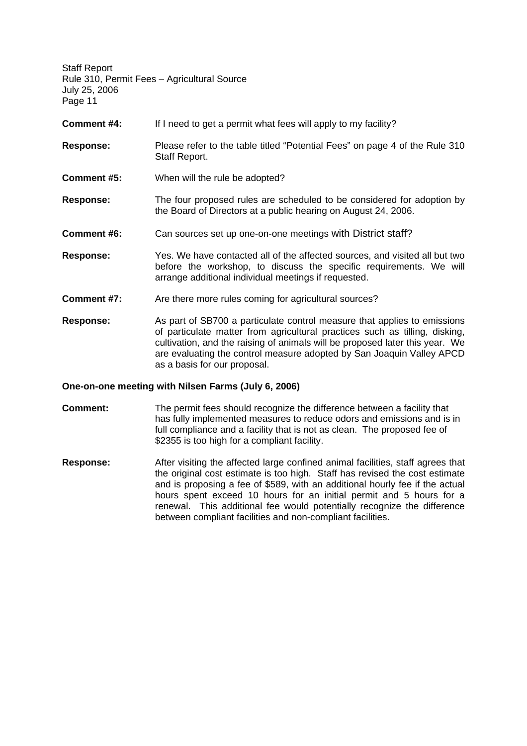**Comment #4:** If I need to get a permit what fees will apply to my facility?

**Response:** Please refer to the table titled "Potential Fees" on page 4 of the Rule 310 Staff Report.

**Comment #5:** When will the rule be adopted?

**Response:** The four proposed rules are scheduled to be considered for adoption by the Board of Directors at a public hearing on August 24, 2006.

**Comment #6:** Can sources set up one-on-one meetings with District staff?

**Response:** Yes. We have contacted all of the affected sources, and visited all but two before the workshop, to discuss the specific requirements. We will arrange additional individual meetings if requested.

**Comment #7:** Are there more rules coming for agricultural sources?

**Response:** As part of SB700 a particulate control measure that applies to emissions of particulate matter from agricultural practices such as tilling, disking, cultivation, and the raising of animals will be proposed later this year. We are evaluating the control measure adopted by San Joaquin Valley APCD as a basis for our proposal.

**One-on-one meeting with Nilsen Farms (July 6, 2006)**

**Comment:** The permit fees should recognize the difference between a facility that has fully implemented measures to reduce odors and emissions and is in full compliance and a facility that is not as clean. The proposed fee of $2355 is too high for a compliant facility.

**Response:** After visiting the affected large confined animal facilities, staff agrees that the original cost estimate is too high. Staff has revised the cost estimate and is proposing a fee of $589, with an additional hourly fee if the actual hours spent exceed 10 hours for an initial permit and 5 hours for a renewal. This additional fee would potentially recognize the difference between compliant facilities and non-compliant facilities.